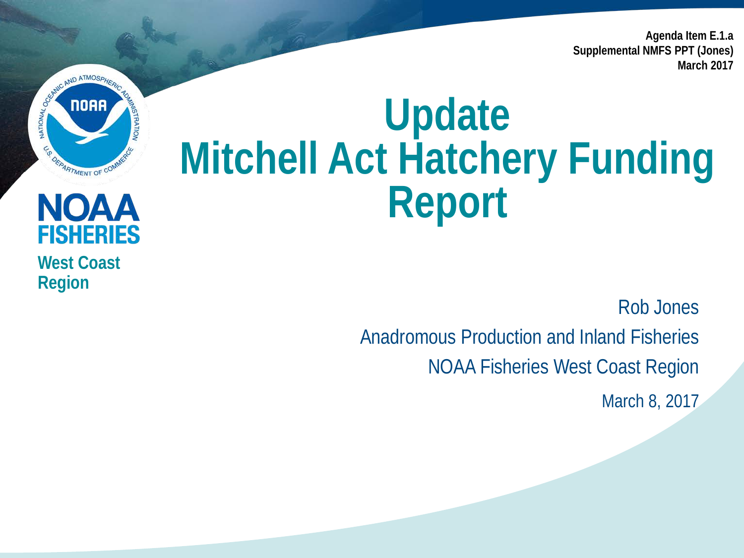Agenda Item E.1.a
Supplemental NMFS PPT (Jones)
March 2017

NOAA FISHERIES
West Coast Region

# Update Mitchell Act Hatchery Funding Report

Rob Jones
Anadromous Production and Inland Fisheries
NOAA Fisheries West Coast Region
March 8, 2017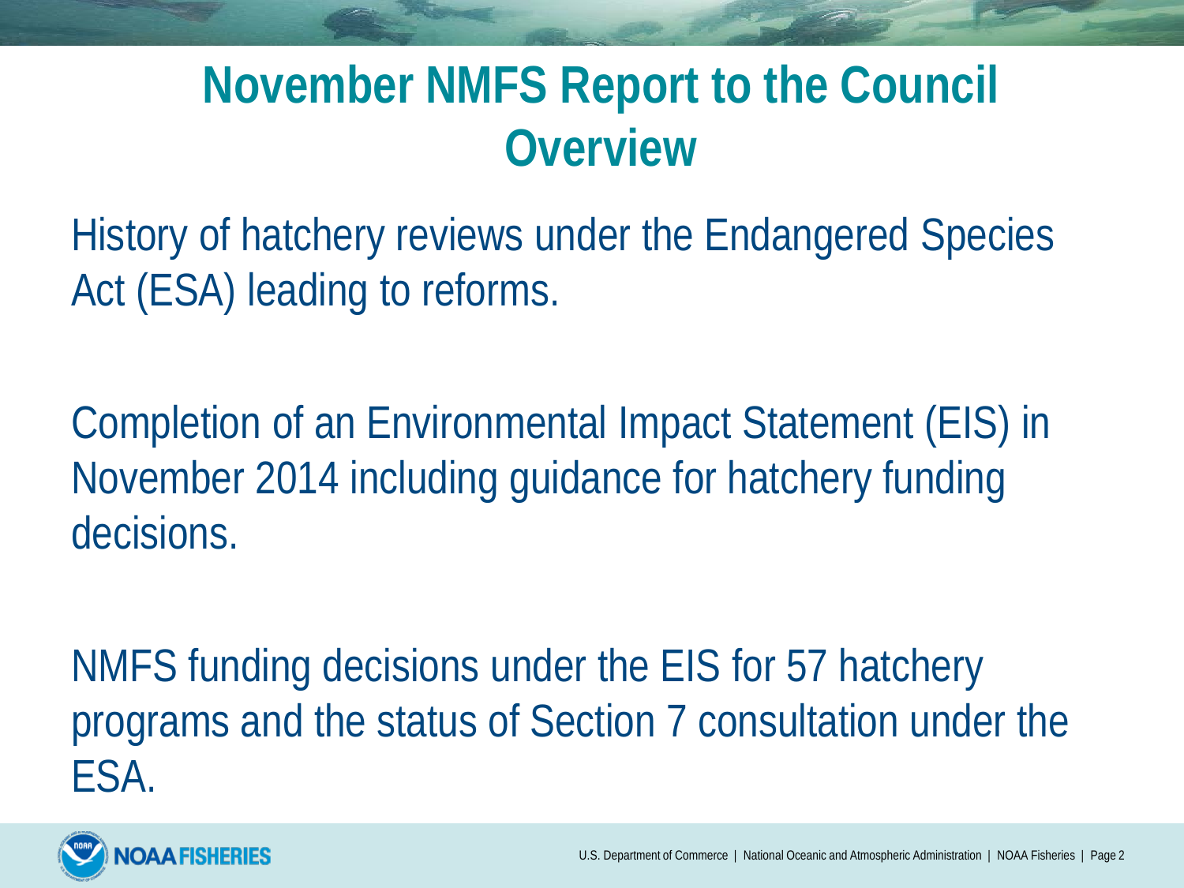# November NMFS Report to the Council Overview

History of hatchery reviews under the Endangered Species Act (ESA) leading to reforms.

Completion of an Environmental Impact Statement (EIS) in November 2014 including guidance for hatchery funding decisions.

NMFS funding decisions under the EIS for 57 hatchery programs and the status of Section 7 consultation under the ESA.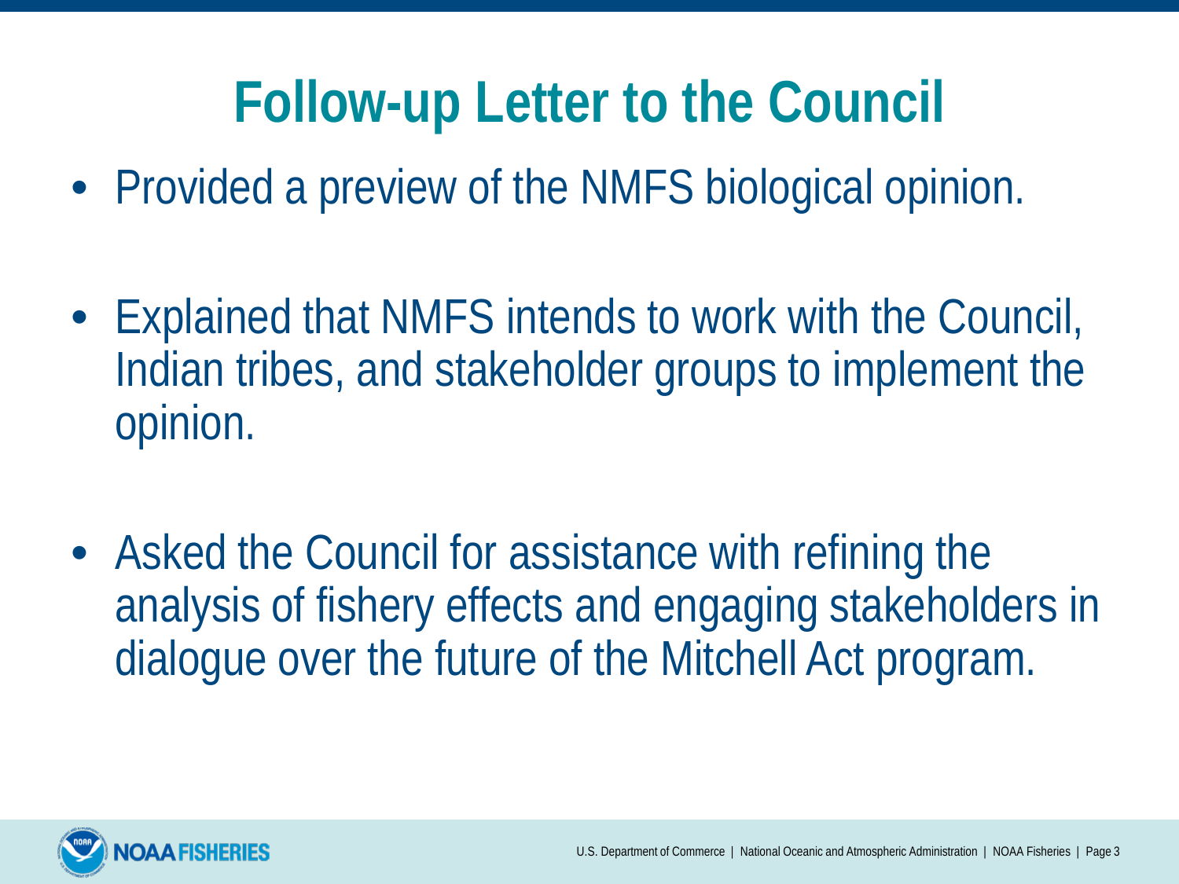# Follow-up Letter to the Council

- Provided a preview of the NMFS biological opinion.
- Explained that NMFS intends to work with the Council, Indian tribes, and stakeholder groups to implement the opinion.
- Asked the Council for assistance with refining the analysis of fishery effects and engaging stakeholders in dialogue over the future of the Mitchell Act program.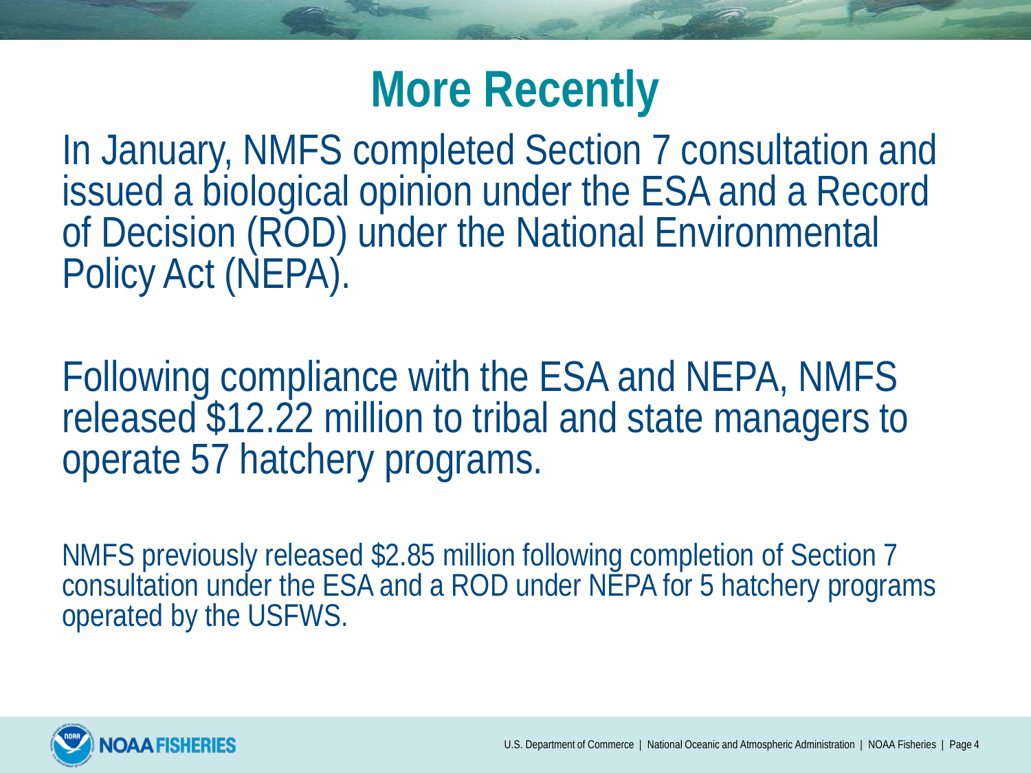# More Recently

In January, NMFS completed Section 7 consultation and issued a biological opinion under the ESA and a Record of Decision (ROD) under the National Environmental Policy Act (NEPA).

Following compliance with the ESA and NEPA, NMFS released $12.22 million to tribal and state managers to operate 57 hatchery programs.

NMFS previously released $2.85 million following completion of Section 7 consultation under the ESA and a ROD under NEPA for 5 hatchery programs operated by the USFWS.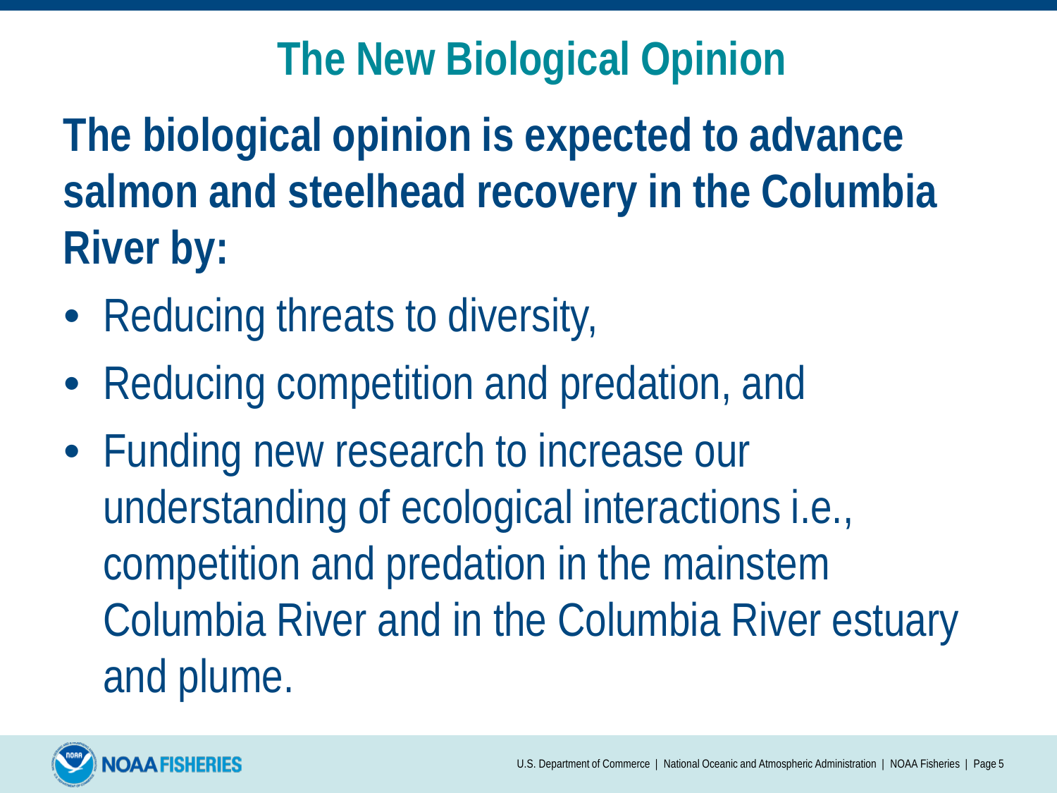# The New Biological Opinion

**The biological opinion is expected to advance salmon and steelhead recovery in the Columbia River by:**

- Reducing threats to diversity,
- Reducing competition and predation, and
- Funding new research to increase our understanding of ecological interactions i.e., competition and predation in the mainstem Columbia River and in the Columbia River estuary and plume.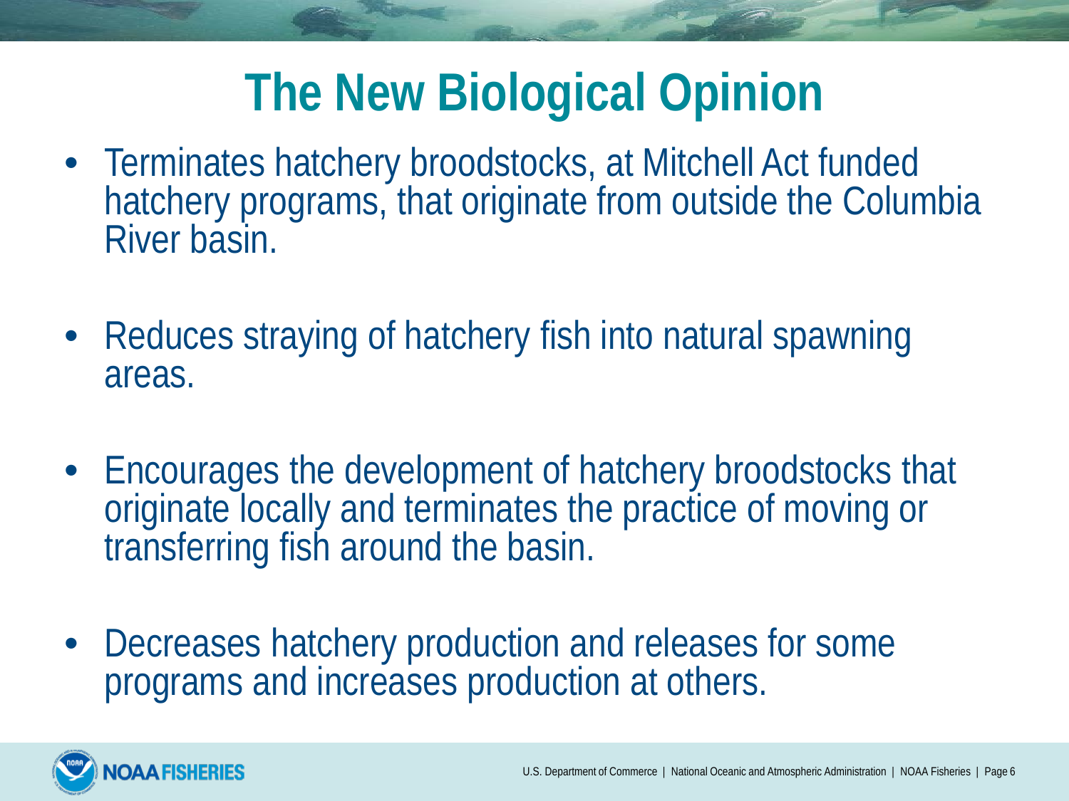# The New Biological Opinion

- Terminates hatchery broodstocks, at Mitchell Act funded hatchery programs, that originate from outside the Columbia River basin.
- Reduces straying of hatchery fish into natural spawning areas.
- Encourages the development of hatchery broodstocks that originate locally and terminates the practice of moving or transferring fish around the basin.
- Decreases hatchery production and releases for some programs and increases production at others.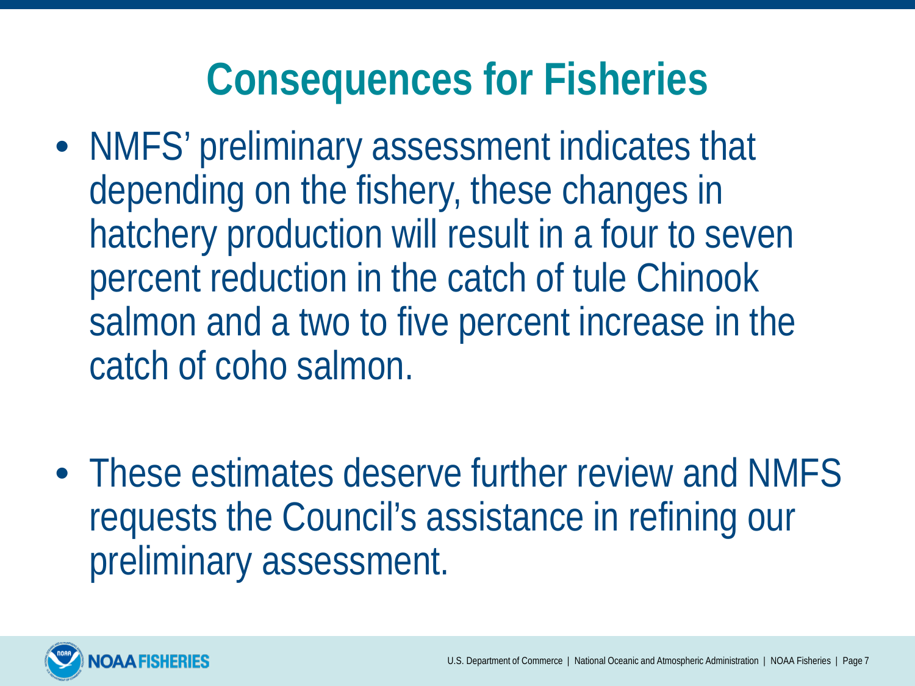# Consequences for Fisheries

- NMFS' preliminary assessment indicates that depending on the fishery, these changes in hatchery production will result in a four to seven percent reduction in the catch of tule Chinook salmon and a two to five percent increase in the catch of coho salmon.

- These estimates deserve further review and NMFS requests the Council's assistance in refining our preliminary assessment.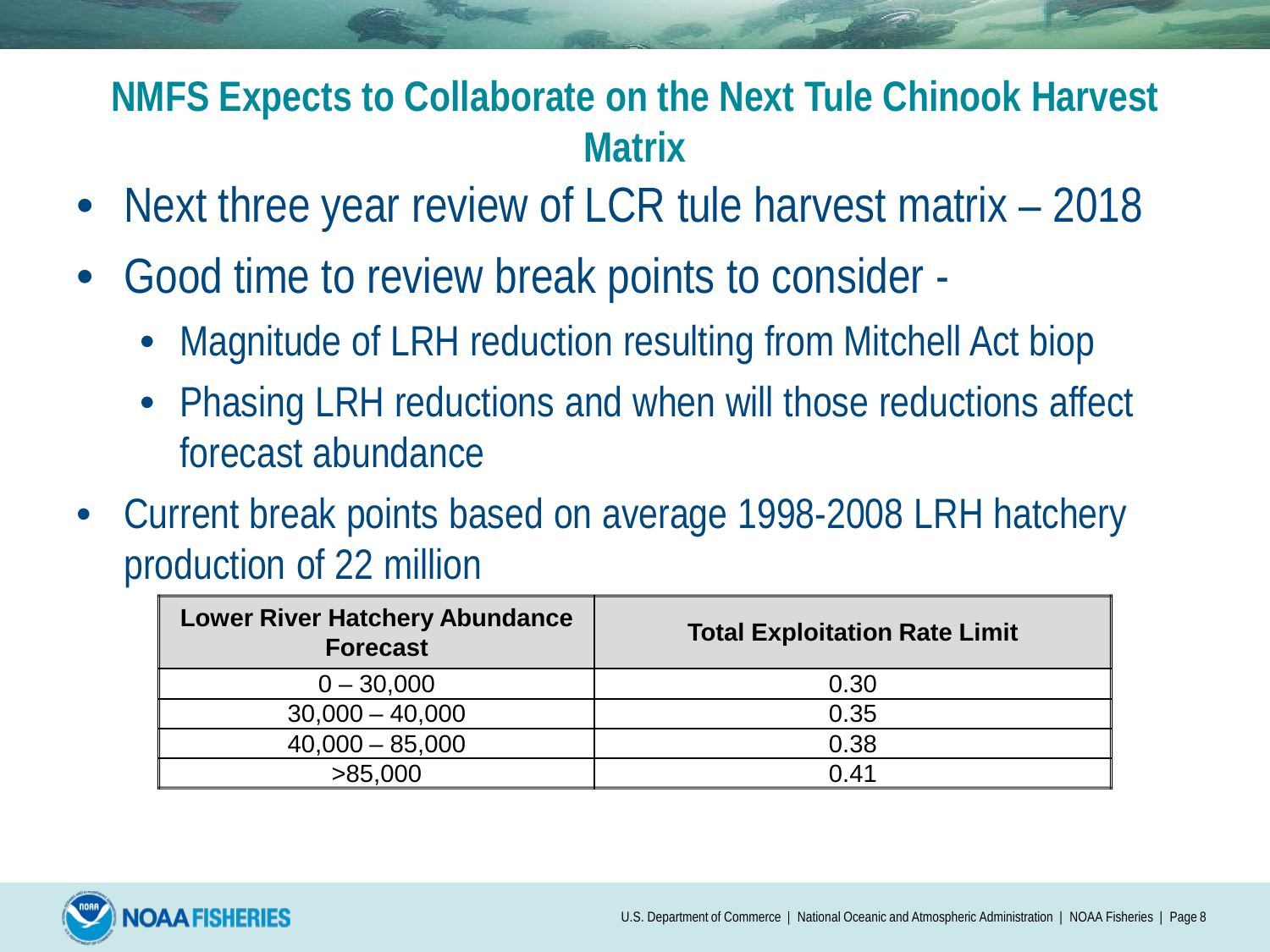## NMFS Expects to Collaborate on the Next Tule Chinook Harvest Matrix

- Next three year review of LCR tule harvest matrix – 2018
- Good time to review break points to consider -
  - Magnitude of LRH reduction resulting from Mitchell Act biop
  - Phasing LRH reductions and when will those reductions affect forecast abundance
- Current break points based on average 1998-2008 LRH hatchery production of 22 million

| Lower River Hatchery Abundance Forecast | Total Exploitation Rate Limit |
|---|---|
| 0 – 30,000 | 0.30 |
| 30,000 – 40,000 | 0.35 |
| 40,000 – 85,000 | 0.38 |
| >85,000 | 0.41 |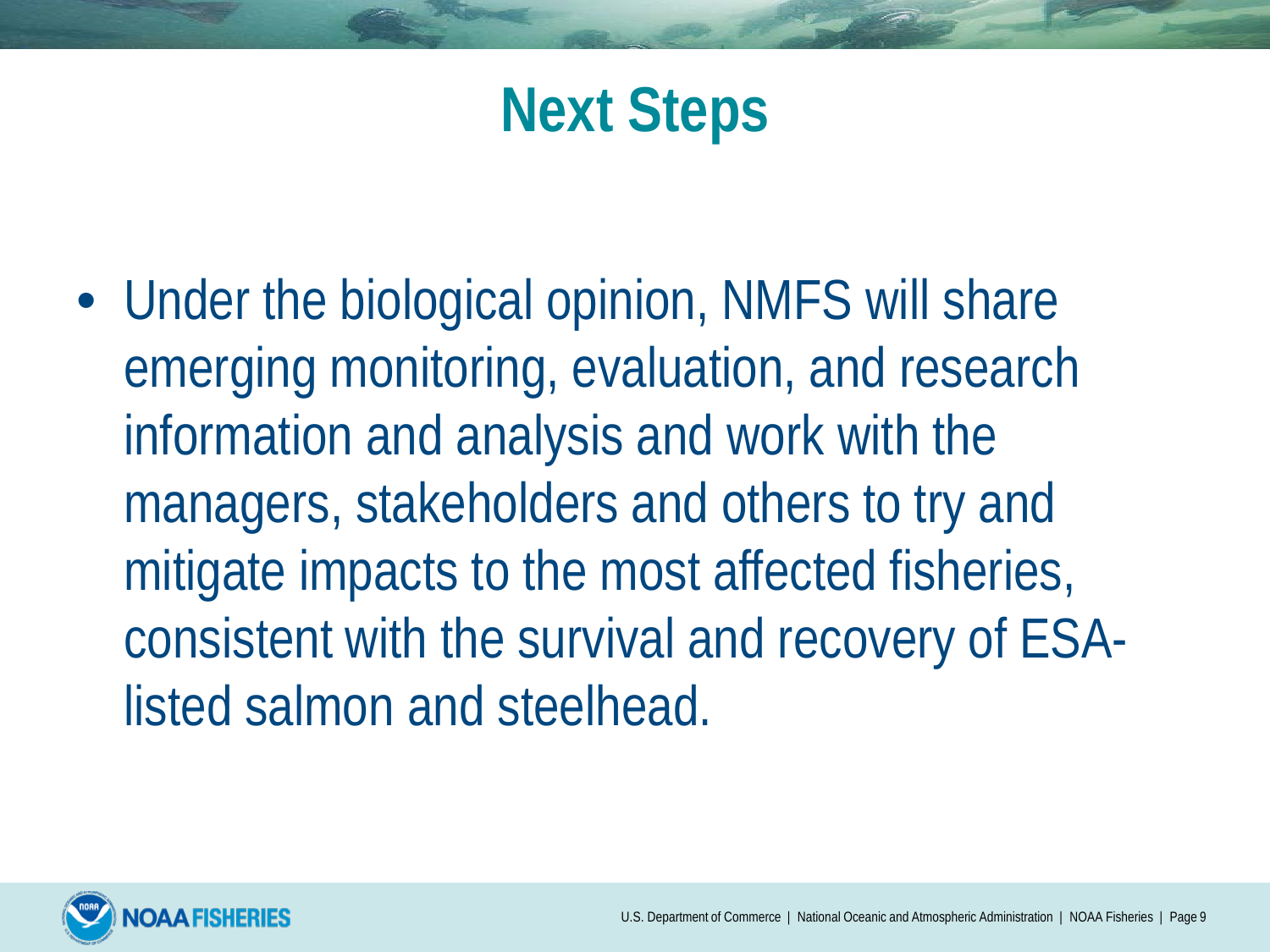# Next Steps

- Under the biological opinion, NMFS will share emerging monitoring, evaluation, and research information and analysis and work with the managers, stakeholders and others to try and mitigate impacts to the most affected fisheries, consistent with the survival and recovery of ESA-listed salmon and steelhead.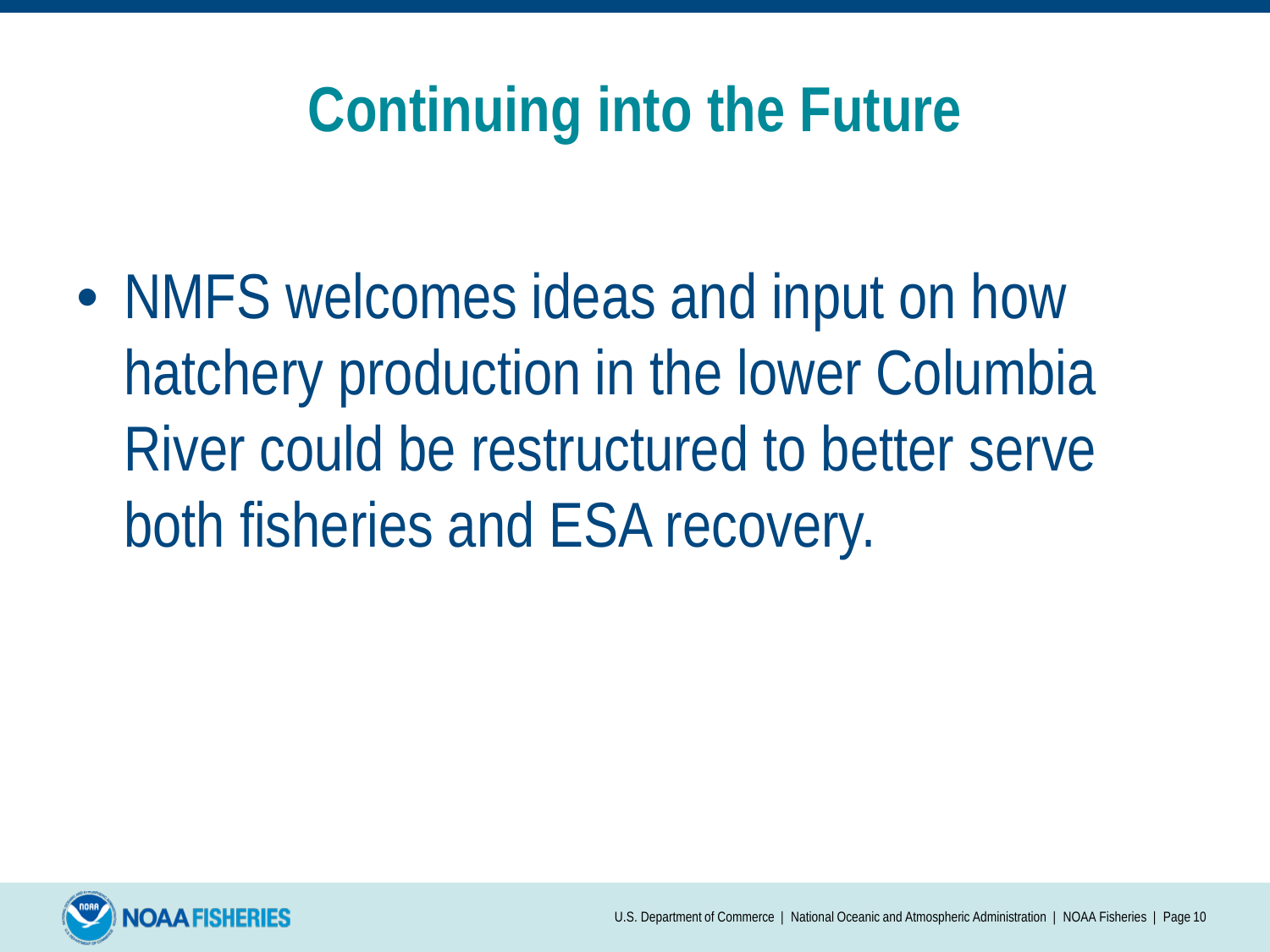# Continuing into the Future

- NMFS welcomes ideas and input on how hatchery production in the lower Columbia River could be restructured to better serve both fisheries and ESA recovery.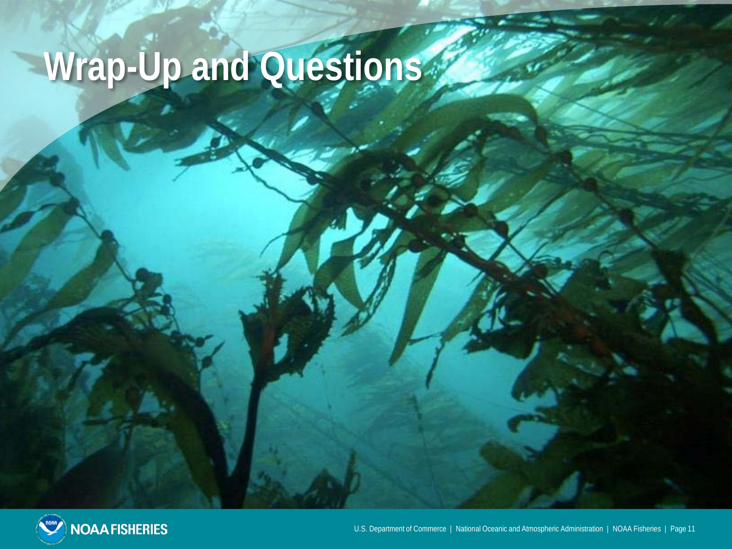# Wrap-Up and Questions